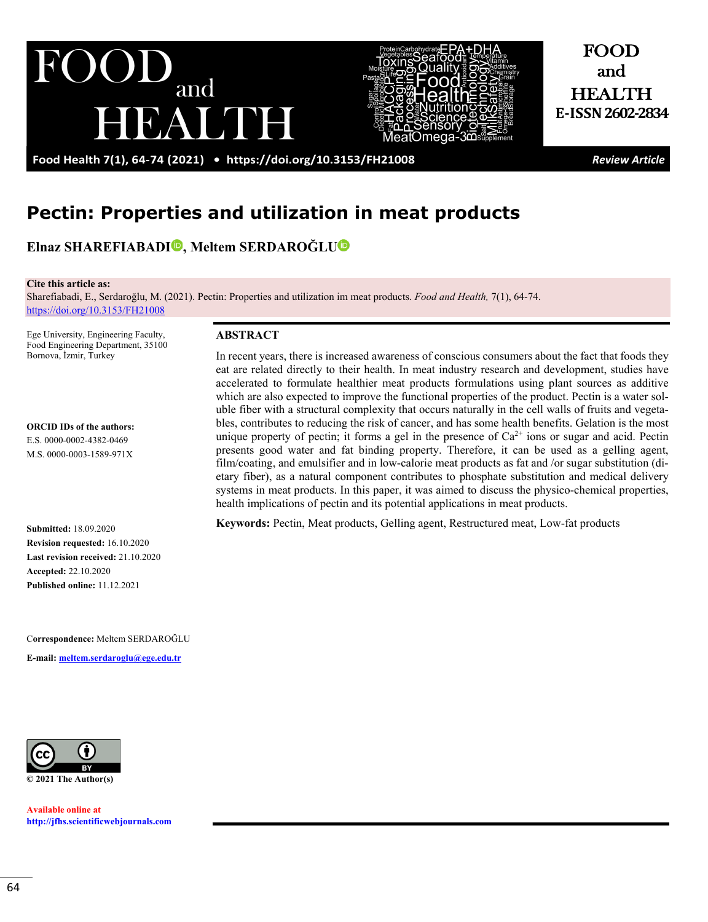# Pectin: Properties and utilization in meat products

**Elnaz SHAREFIABADI, Meltem SERDAROĞLU**

**Cite this article as:**
Sharefiabadi, E., Serdaroğlu, M. (2021). Pectin: Properties and utilization im meat products. *Food and Health,* 7(1), 64-74. https://doi.org/10.3153/FH21008

Ege University, Engineering Faculty, Food Engineering Department, 35100 Bornova, İzmir, Turkey

**ORCID IDs of the authors:**
E.S. 0000-0002-4382-0469
M.S. 0000-0003-1589-971X

**Submitted:** 18.09.2020
**Revision requested:** 16.10.2020
**Last revision received:** 21.10.2020
**Accepted:** 22.10.2020
**Published online:** 11.12.2021

**Correspondence:** Meltem SERDAROĞLU

**E-mail:** meltem.serdaroglu@ege.edu.tr

© 2021 The Author(s)

Available online at
http://jfhs.scientificwebjournals.com

## ABSTRACT

In recent years, there is increased awareness of conscious consumers about the fact that foods they eat are related directly to their health. In meat industry research and development, studies have accelerated to formulate healthier meat products formulations using plant sources as additive which are also expected to improve the functional properties of the product. Pectin is a water soluble fiber with a structural complexity that occurs naturally in the cell walls of fruits and vegetables, contributes to reducing the risk of cancer, and has some health benefits. Gelation is the most unique property of pectin; it forms a gel in the presence of $Ca^{2+}$ ions or sugar and acid. Pectin presents good water and fat binding property. Therefore, it can be used as a gelling agent, film/coating, and emulsifier and in low-calorie meat products as fat and /or sugar substitution (dietary fiber), as a natural component contributes to phosphate substitution and medical delivery systems in meat products. In this paper, it was aimed to discuss the physico-chemical properties, health implications of pectin and its potential applications in meat products.

**Keywords:** Pectin, Meat products, Gelling agent, Restructured meat, Low-fat products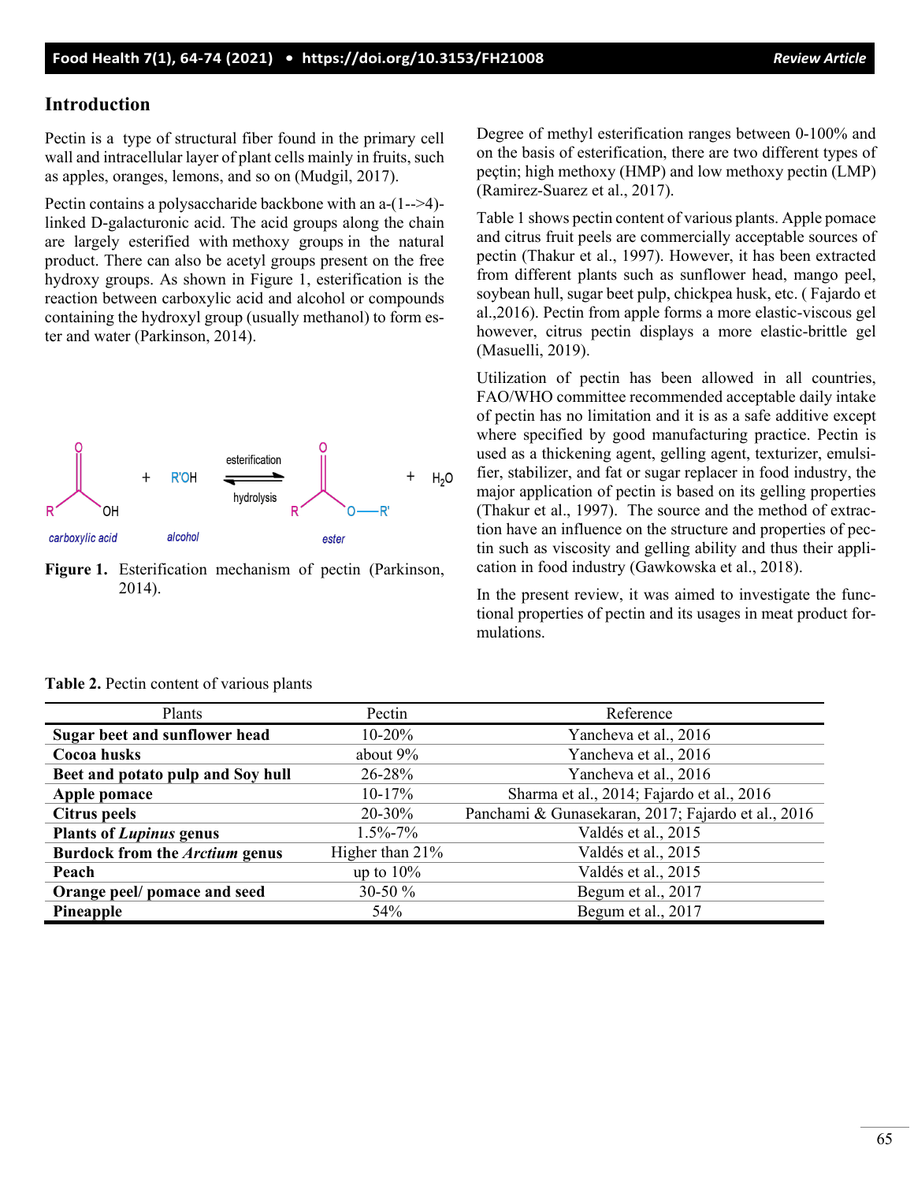## Introduction

Pectin is a type of structural fiber found in the primary cell wall and intracellular layer of plant cells mainly in fruits, such as apples, oranges, lemons, and so on (Mudgil, 2017).

Pectin contains a polysaccharide backbone with an a-(1-->4)-linked D-galacturonic acid. The acid groups along the chain are largely esterified with methoxy groups in the natural product. There can also be acetyl groups present on the free hydroxy groups. As shown in Figure 1, esterification is the reaction between carboxylic acid and alcohol or compounds containing the hydroxyl group (usually methanol) to form ester and water (Parkinson, 2014).

**Figure 1.** Esterification mechanism of pectin (Parkinson, 2014).

Degree of methyl esterification ranges between 0-100% and on the basis of esterification, there are two different types of peçtin; high methoxy (HMP) and low methoxy pectin (LMP) (Ramirez-Suarez et al., 2017).

Table 1 shows pectin content of various plants. Apple pomace and citrus fruit peels are commercially acceptable sources of pectin (Thakur et al., 1997). However, it has been extracted from different plants such as sunflower head, mango peel, soybean hull, sugar beet pulp, chickpea husk, etc. ( Fajardo et al.,2016). Pectin from apple forms a more elastic-viscous gel however, citrus pectin displays a more elastic-brittle gel (Masuelli, 2019).

Utilization of pectin has been allowed in all countries, FAO/WHO committee recommended acceptable daily intake of pectin has no limitation and it is as a safe additive except where specified by good manufacturing practice. Pectin is used as a thickening agent, gelling agent, texturizer, emulsifier, stabilizer, and fat or sugar replacer in food industry, the major application of pectin is based on its gelling properties (Thakur et al., 1997). The source and the method of extraction have an influence on the structure and properties of pectin such as viscosity and gelling ability and thus their application in food industry (Gawkowska et al., 2018).

In the present review, it was aimed to investigate the functional properties of pectin and its usages in meat product formulations.

**Table 2.** Pectin content of various plants

| Plants | Pectin | Reference |
|---|---|---|
| **Sugar beet and sunflower head** | 10-20% | Yancheva et al., 2016 |
| **Cocoa husks** | about 9% | Yancheva et al., 2016 |
| **Beet and potato pulp and Soy hull** | 26-28% | Yancheva et al., 2016 |
| **Apple pomace** | 10-17% | Sharma et al., 2014; Fajardo et al., 2016 |
| **Citrus peels** | 20-30% | Panchami & Gunasekaran, 2017; Fajardo et al., 2016 |
| **Plants of *Lupinus* genus** | 1.5%-7% | Valdés et al., 2015 |
| **Burdock from the *Arctium* genus** | Higher than 21% | Valdés et al., 2015 |
| **Peach** | up to 10% | Valdés et al., 2015 |
| **Orange peel/ pomace and seed** | 30-50 % | Begum et al., 2017 |
| **Pineapple** | 54% | Begum et al., 2017 |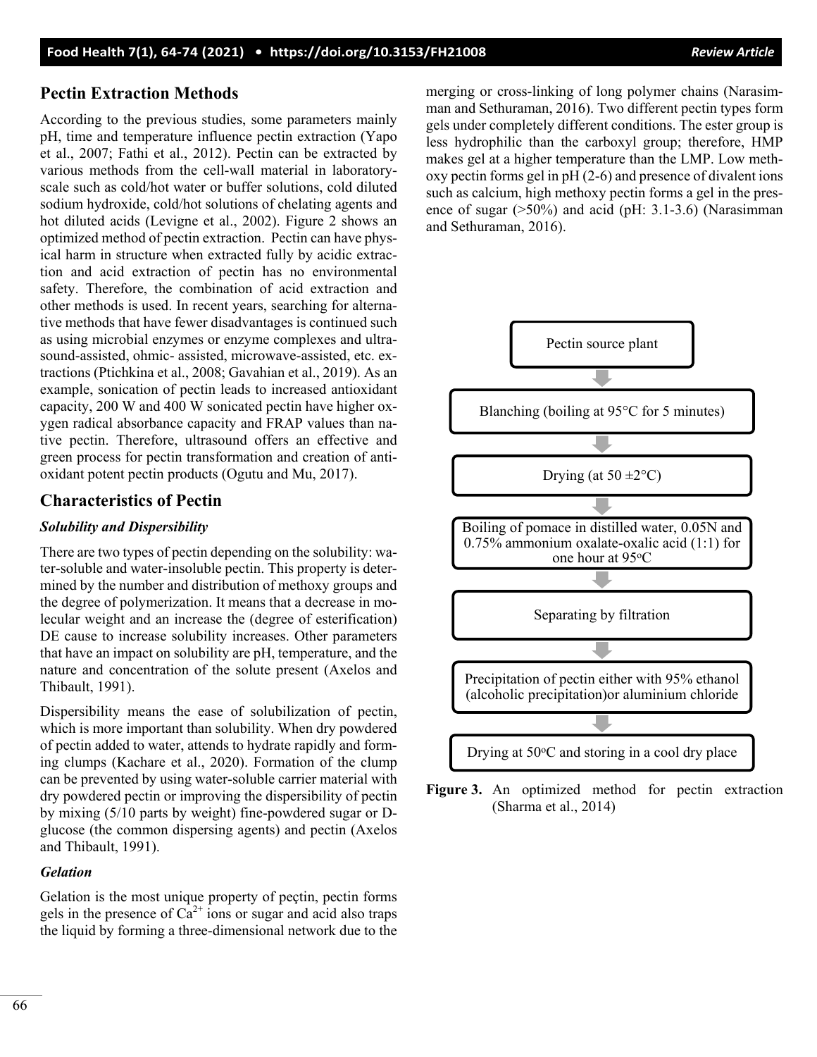## Pectin Extraction Methods

According to the previous studies, some parameters mainly pH, time and temperature influence pectin extraction (Yapo et al., 2007; Fathi et al., 2012). Pectin can be extracted by various methods from the cell-wall material in laboratory-scale such as cold/hot water or buffer solutions, cold diluted sodium hydroxide, cold/hot solutions of chelating agents and hot diluted acids (Levigne et al., 2002). Figure 2 shows an optimized method of pectin extraction. Pectin can have physical harm in structure when extracted fully by acidic extraction and acid extraction of pectin has no environmental safety. Therefore, the combination of acid extraction and other methods is used. In recent years, searching for alternative methods that have fewer disadvantages is continued such as using microbial enzymes or enzyme complexes and ultrasound-assisted, ohmic- assisted, microwave-assisted, etc. extractions (Ptichkina et al., 2008; Gavahian et al., 2019). As an example, sonication of pectin leads to increased antioxidant capacity, 200 W and 400 W sonicated pectin have higher oxygen radical absorbance capacity and FRAP values than native pectin. Therefore, ultrasound offers an effective and green process for pectin transformation and creation of antioxidant potent pectin products (Ogutu and Mu, 2017).

## Characteristics of Pectin

### *Solubility and Dispersibility*

There are two types of pectin depending on the solubility: water-soluble and water-insoluble pectin. This property is determined by the number and distribution of methoxy groups and the degree of polymerization. It means that a decrease in molecular weight and an increase the (degree of esterification) DE cause to increase solubility increases. Other parameters that have an impact on solubility are pH, temperature, and the nature and concentration of the solute present (Axelos and Thibault, 1991).

Dispersibility means the ease of solubilization of pectin, which is more important than solubility. When dry powdered of pectin added to water, attends to hydrate rapidly and forming clumps (Kachare et al., 2020). Formation of the clump can be prevented by using water-soluble carrier material with dry powdered pectin or improving the dispersibility of pectin by mixing (5/10 parts by weight) fine-powdered sugar or D-glucose (the common dispersing agents) and pectin (Axelos and Thibault, 1991).

### *Gelation*

Gelation is the most unique property of peçtin, pectin forms gels in the presence of $Ca^{2+}$ ions or sugar and acid also traps the liquid by forming a three-dimensional network due to the merging or cross-linking of long polymer chains (Narasimman and Sethuraman, 2016). Two different pectin types form gels under completely different conditions. The ester group is less hydrophilic than the carboxyl group; therefore, HMP makes gel at a higher temperature than the LMP. Low methoxy pectin forms gel in pH (2-6) and presence of divalent ions such as calcium, high methoxy pectin forms a gel in the presence of sugar (>50%) and acid (pH: 3.1-3.6) (Narasimman and Sethuraman, 2016).

Pectin source plant
↓
Blanching (boiling at 95°C for 5 minutes)
↓
Drying (at 50 ±2°C)
↓
Boiling of pomace in distilled water, 0.05N and 0.75% ammonium oxalate-oxalic acid (1:1) for one hour at 95°C
↓
Separating by filtration
↓
Precipitation of pectin either with 95% ethanol (alcoholic precipitation)or aluminium chloride
↓
Drying at 50°C and storing in a cool dry place

**Figure 3.** An optimized method for pectin extraction (Sharma et al., 2014)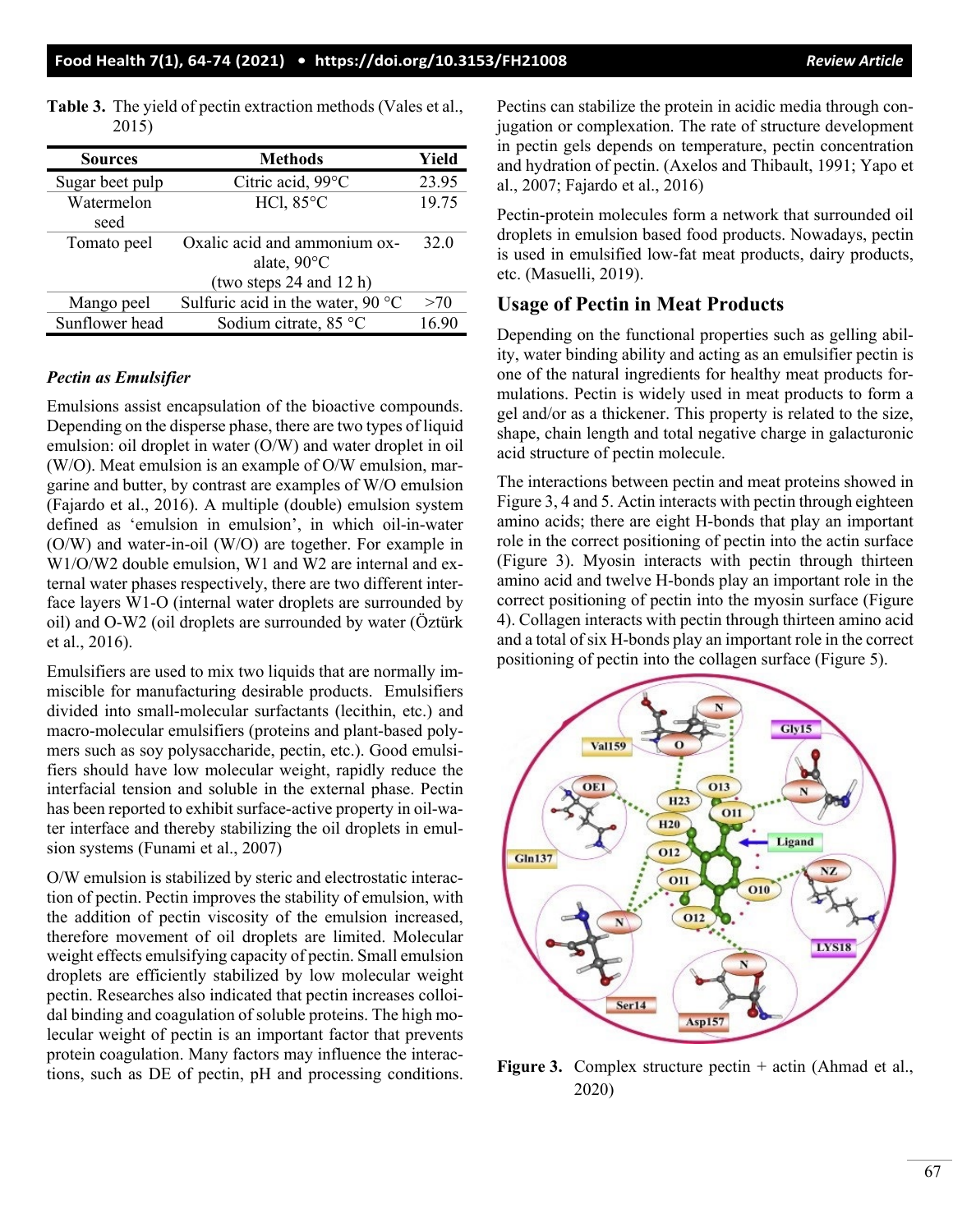**Table 3.** The yield of pectin extraction methods (Vales et al., 2015)

| Sources | Methods | Yield |
|---|---|---|
| Sugar beet pulp | Citric acid, 99°C | 23.95 |
| Watermelon seed | HCl, 85°C | 19.75 |
| Tomato peel | Oxalic acid and ammonium oxalate, 90°C (two steps 24 and 12 h) | 32.0 |
| Mango peel | Sulfuric acid in the water, 90 °C | >70 |
| Sunflower head | Sodium citrate, 85 °C | 16.90 |

### *Pectin as Emulsifier*

Emulsions assist encapsulation of the bioactive compounds. Depending on the disperse phase, there are two types of liquid emulsion: oil droplet in water (O/W) and water droplet in oil (W/O). Meat emulsion is an example of O/W emulsion, margarine and butter, by contrast are examples of W/O emulsion (Fajardo et al., 2016). A multiple (double) emulsion system defined as 'emulsion in emulsion', in which oil-in-water (O/W) and water-in-oil (W/O) are together. For example in W1/O/W2 double emulsion, W1 and W2 are internal and external water phases respectively, there are two different interface layers W1-O (internal water droplets are surrounded by oil) and O-W2 (oil droplets are surrounded by water (Öztürk et al., 2016).

Emulsifiers are used to mix two liquids that are normally immiscible for manufacturing desirable products. Emulsifiers divided into small-molecular surfactants (lecithin, etc.) and macro-molecular emulsifiers (proteins and plant-based polymers such as soy polysaccharide, pectin, etc.). Good emulsifiers should have low molecular weight, rapidly reduce the interfacial tension and soluble in the external phase. Pectin has been reported to exhibit surface-active property in oil-water interface and thereby stabilizing the oil droplets in emulsion systems (Funami et al., 2007)

O/W emulsion is stabilized by steric and electrostatic interaction of pectin. Pectin improves the stability of emulsion, with the addition of pectin viscosity of the emulsion increased, therefore movement of oil droplets are limited. Molecular weight effects emulsifying capacity of pectin. Small emulsion droplets are efficiently stabilized by low molecular weight pectin. Researches also indicated that pectin increases colloidal binding and coagulation of soluble proteins. The high molecular weight of pectin is an important factor that prevents protein coagulation. Many factors may influence the interactions, such as DE of pectin, pH and processing conditions. Pectins can stabilize the protein in acidic media through conjugation or complexation. The rate of structure development in pectin gels depends on temperature, pectin concentration and hydration of pectin. (Axelos and Thibault, 1991; Yapo et al., 2007; Fajardo et al., 2016)

Pectin-protein molecules form a network that surrounded oil droplets in emulsion based food products. Nowadays, pectin is used in emulsified low-fat meat products, dairy products, etc. (Masuelli, 2019).

## Usage of Pectin in Meat Products

Depending on the functional properties such as gelling ability, water binding ability and acting as an emulsifier pectin is one of the natural ingredients for healthy meat products formulations. Pectin is widely used in meat products to form a gel and/or as a thickener. This property is related to the size, shape, chain length and total negative charge in galacturonic acid structure of pectin molecule.

The interactions between pectin and meat proteins showed in Figure 3, 4 and 5. Actin interacts with pectin through eighteen amino acids; there are eight H-bonds that play an important role in the correct positioning of pectin into the actin surface (Figure 3). Myosin interacts with pectin through thirteen amino acids and twelve H-bonds play an important role in the correct positioning of pectin into the myosin surface (Figure 4). Collagen interacts with pectin through thirteen amino acid and a total of six H-bonds play an important role in the correct positioning of pectin into the collagen surface (Figure 5).

**Figure 3.** Complex structure pectin + actin (Ahmad et al., 2020)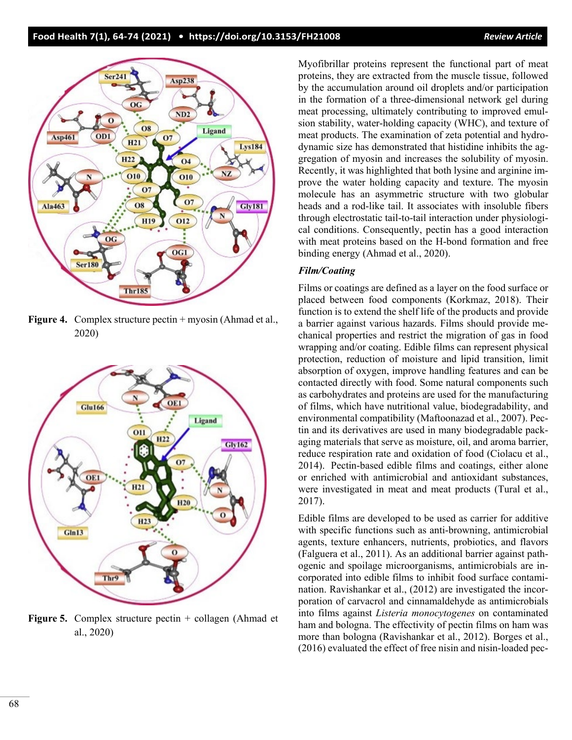Figure 4. Complex structure pectin + myosin (Ahmad et al., 2020)

Figure 5. Complex structure pectin + collagen (Ahmad et al., 2020)

Myofibrillar proteins represent the functional part of meat proteins, they are extracted from the muscle tissue, followed by the accumulation around oil droplets and/or participation in the formation of a three-dimensional network gel during meat processing, ultimately contributing to improved emulsion stability, water-holding capacity (WHC), and texture of meat products. The examination of zeta potential and hydrodynamic size has demonstrated that histidine inhibits the aggregation of myosin and increases the solubility of myosin. Recently, it was highlighted that both lysine and arginine improve the water holding capacity and texture. The myosin molecule has an asymmetric structure with two globular heads and a rod-like tail. It associates with insoluble fibers through electrostatic tail-to-tail interaction under physiological conditions. Consequently, pectin has a good interaction with meat proteins based on the H-bond formation and free binding energy (Ahmad et al., 2020).

### *Film/Coating*

Films or coatings are defined as a layer on the food surface or placed between food components (Korkmaz, 2018). Their function is to extend the shelf life of the products and provide a barrier against various hazards. Films should provide mechanical properties and restrict the migration of gas in food wrapping and/or coating. Edible films can represent physical protection, reduction of moisture and lipid transition, limit absorption of oxygen, improve handling features and can be contacted directly with food. Some natural components such as carbohydrates and proteins are used for the manufacturing of films, which have nutritional value, biodegradability, and environmental compatibility (Maftoonazad et al., 2007). Pectin and its derivatives are used in many biodegradable packaging materials that serve as moisture, oil, and aroma barrier, reduce respiration rate and oxidation of food (Ciolacu et al., 2014). Pectin-based edible films and coatings, either alone or enriched with antimicrobial and antioxidant substances, were investigated in meat and meat products (Tural et al., 2017).

Edible films are developed to be used as carrier for additive with specific functions such as anti-browning, antimicrobial agents, texture enhancers, nutrients, probiotics, and flavors (Falguera et al., 2011). As an additional barrier against pathogenic and spoilage microorganisms, antimicrobials are incorporated into edible films to inhibit food surface contamination. Ravishankar et al., (2012) are investigated the incorporation of carvacrol and cinnamaldehyde as antimicrobials into films against *Listeria monocytogenes* on contaminated ham and bologna. The effectivity of pectin films on ham was more than bologna (Ravishankar et al., 2012). Borges et al., (2016) evaluated the effect of free nisin and nisin-loaded pec-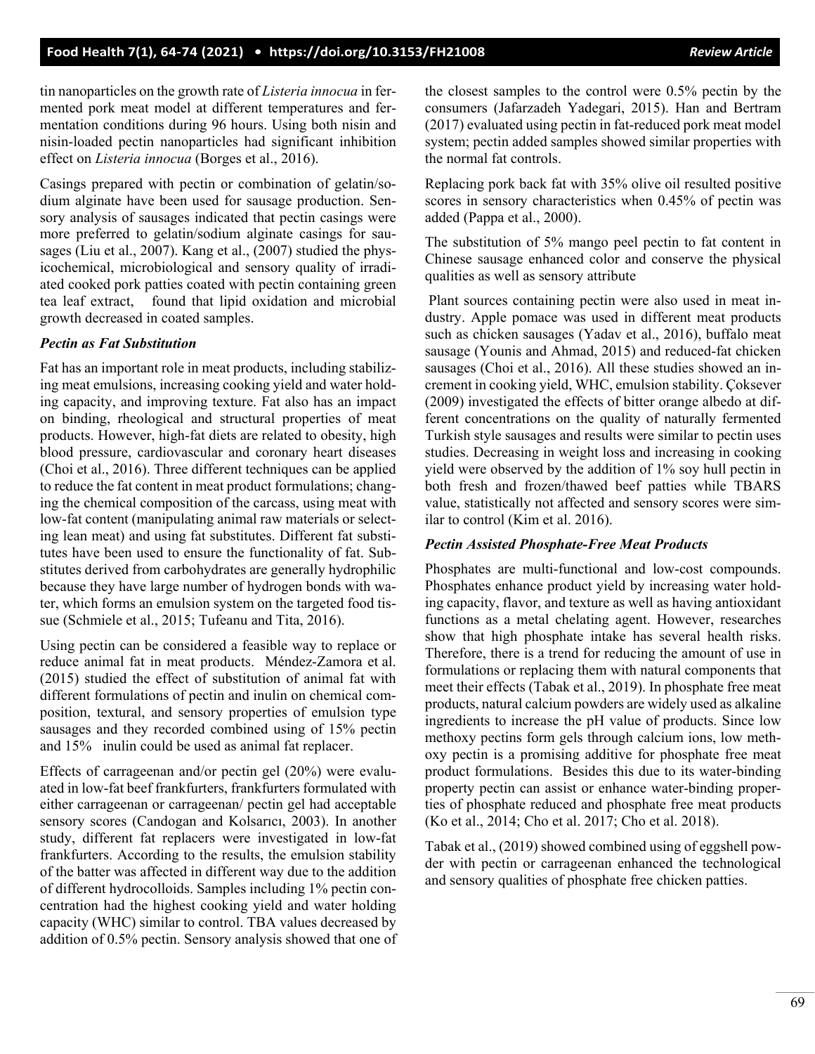tin nanoparticles on the growth rate of *Listeria innocua* in fermented pork meat model at different temperatures and fermentation conditions during 96 hours. Using both nisin and nisin-loaded pectin nanoparticles had significant inhibition effect on *Listeria innocua* (Borges et al., 2016).

Casings prepared with pectin or combination of gelatin/sodium alginate have been used for sausage production. Sensory analysis of sausages indicated that pectin casings were more preferred to gelatin/sodium alginate casings for sausages (Liu et al., 2007). Kang et al., (2007) studied the physicochemical, microbiological and sensory quality of irradiated cooked pork patties coated with pectin containing green tea leaf extract, found that lipid oxidation and microbial growth decreased in coated samples.

### *Pectin as Fat Substitution*

Fat has an important role in meat products, including stabilizing meat emulsions, increasing cooking yield and water holding capacity, and improving texture. Fat also has an impact on binding, rheological and structural properties of meat products. However, high-fat diets are related to obesity, high blood pressure, cardiovascular and coronary heart diseases (Choi et al., 2016). Three different techniques can be applied to reduce the fat content in meat product formulations; changing the chemical composition of the carcass, using meat with low-fat content (manipulating animal raw materials or selecting lean meat) and using fat substitutes. Different fat substitutes have been used to ensure the functionality of fat. Substitutes derived from carbohydrates are generally hydrophilic because they have large number of hydrogen bonds with water, which forms an emulsion system on the targeted food tissue (Schmiele et al., 2015; Tufeanu and Tita, 2016).

Using pectin can be considered a feasible way to replace or reduce animal fat in meat products. Méndez-Zamora et al. (2015) studied the effect of substitution of animal fat with different formulations of pectin and inulin on chemical composition, textural, and sensory properties of emulsion type sausages and they recorded combined using of 15% pectin and 15% inulin could be used as animal fat replacer.

Effects of carrageenan and/or pectin gel (20%) were evaluated in low-fat beef frankfurters, frankfurters formulated with either carrageenan or carrageenan/ pectin gel had acceptable sensory scores (Candogan and Kolsarıcı, 2003). In another study, different fat replacers were investigated in low-fat frankfurters. According to the results, the emulsion stability of the batter was affected in different way due to the addition of different hydrocolloids. Samples including 1% pectin concentration had the highest cooking yield and water holding capacity (WHC) similar to control. TBA values decreased by addition of 0.5% pectin. Sensory analysis showed that one of the closest samples to the control were 0.5% pectin by the consumers (Jafarzadeh Yadegari, 2015). Han and Bertram (2017) evaluated using pectin in fat-reduced pork meat model system; pectin added samples showed similar properties with the normal fat controls.

Replacing pork back fat with 35% olive oil resulted positive scores in sensory characteristics when 0.45% of pectin was added (Pappa et al., 2000).

The substitution of 5% mango peel pectin to fat content in Chinese sausage enhanced color and conserve the physical qualities as well as sensory attribute

Plant sources containing pectin were also used in meat industry. Apple pomace was used in different meat products such as chicken sausages (Yadav et al., 2016), buffalo meat sausage (Younis and Ahmad, 2015) and reduced-fat chicken sausages (Choi et al., 2016). All these studies showed an increment in cooking yield, WHC, emulsion stability. Çoksever (2009) investigated the effects of bitter orange albedo at different concentrations on the quality of naturally fermented Turkish style sausages and results were similar to pectin uses studies. Decreasing in weight loss and increasing in cooking yield were observed by the addition of 1% soy hull pectin in both fresh and frozen/thawed beef patties while TBARS value, statistically not affected and sensory scores were similar to control (Kim et al. 2016).

### *Pectin Assisted Phosphate-Free Meat Products*

Phosphates are multi-functional and low-cost compounds. Phosphates enhance product yield by increasing water holding capacity, flavor, and texture as well as having antioxidant functions as a metal chelating agent. However, researches show that high phosphate intake has several health risks. Therefore, there is a trend for reducing the amount of use in formulations or replacing them with natural components that meet their effects (Tabak et al., 2019). In phosphate free meat products, natural calcium powders are widely used as alkaline ingredients to increase the pH value of products. Since low methoxy pectins form gels through calcium ions, low methoxy pectin is a promising additive for phosphate free meat product formulations. Besides this due to its water-binding property pectin can assist or enhance water-binding properties of phosphate reduced and phosphate free meat products (Ko et al., 2014; Cho et al. 2017; Cho et al. 2018).

Tabak et al., (2019) showed combined using of eggshell powder with pectin or carrageenan enhanced the technological and sensory qualities of phosphate free chicken patties.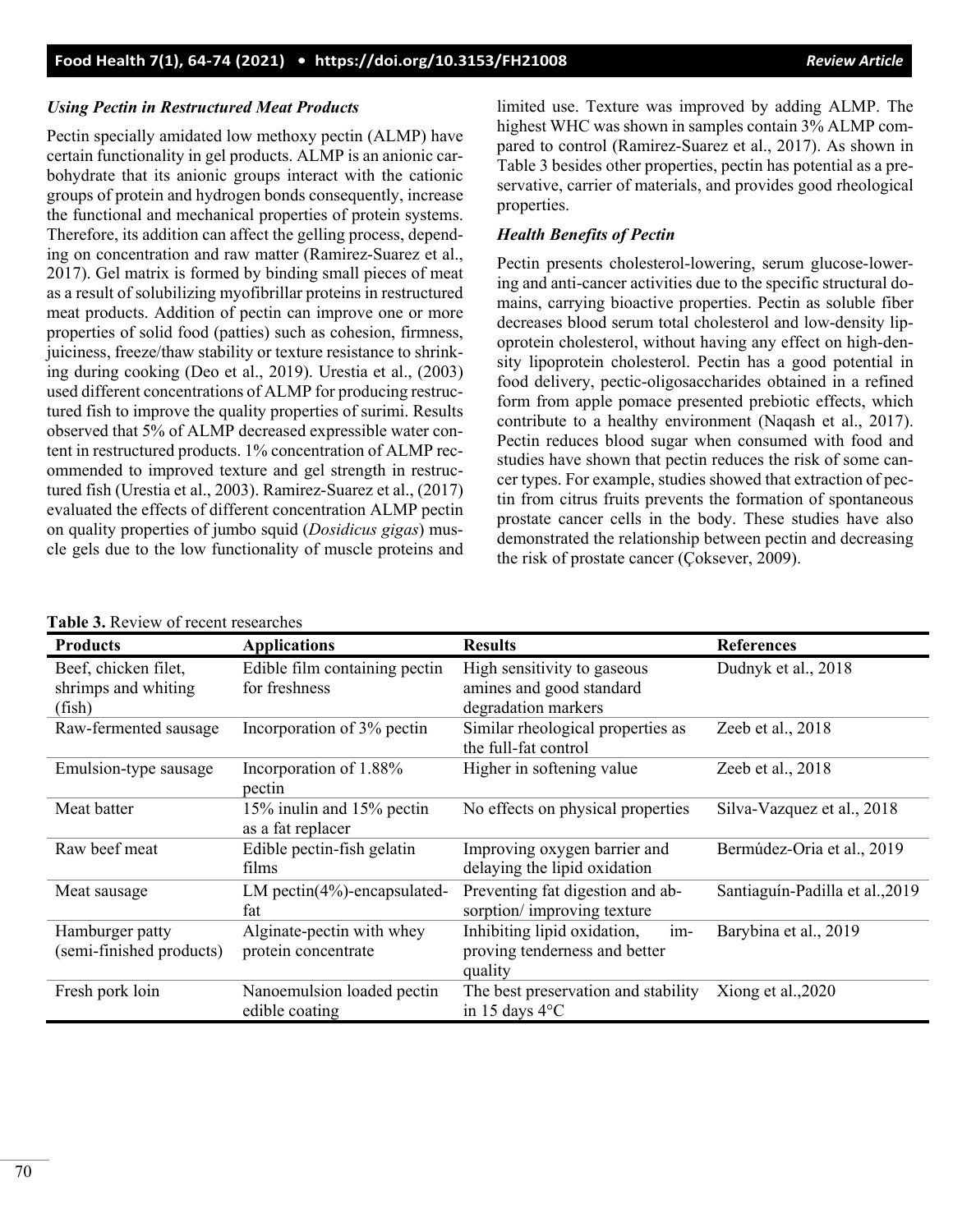### *Using Pectin in Restructured Meat Products*

Pectin specially amidated low methoxy pectin (ALMP) have certain functionality in gel products. ALMP is an anionic carbohydrate that its anionic groups interact with the cationic groups of protein and hydrogen bonds consequently, increase the functional and mechanical properties of protein systems. Therefore, its addition can affect the gelling process, depending on concentration and raw matter (Ramirez-Suarez et al., 2017). Gel matrix is formed by binding small pieces of meat as a result of solubilizing myofibrillar proteins in restructured meat products. Addition of pectin can improve one or more properties of solid food (patties) such as cohesion, firmness, juiciness, freeze/thaw stability or texture resistance to shrinking during cooking (Deo et al., 2019). Urestia et al., (2003) used different concentrations of ALMP for producing restructured fish to improve the quality properties of surimi. Results observed that 5% of ALMP decreased expressible water content in restructured products. 1% concentration of ALMP recommended to improved texture and gel strength in restructured fish (Urestia et al., 2003). Ramirez-Suarez et al., (2017) evaluated the effects of different concentration ALMP pectin on quality properties of jumbo squid (*Dosidicus gigas*) muscle gels due to the low functionality of muscle proteins and limited use. Texture was improved by adding ALMP. The highest WHC was shown in samples contain 3% ALMP compared to control (Ramirez-Suarez et al., 2017). As shown in Table 3 besides other properties, pectin has potential as a preservative, carrier of materials, and provides good rheological properties.

### *Health Benefits of Pectin*

Pectin presents cholesterol-lowering, serum glucose-lowering and anti-cancer activities due to the specific structural domains, carrying bioactive properties. Pectin as soluble fiber decreases blood serum total cholesterol and low-density lipoprotein cholesterol, without having any effect on high-density lipoprotein cholesterol. Pectin has a good potential in food delivery, pectic-oligosaccharides obtained in a refined form from apple pomace presented prebiotic effects, which contribute to a healthy environment (Naqash et al., 2017). Pectin reduces blood sugar when consumed with food and studies have shown that pectin reduces the risk of some cancer types. For example, studies showed that extraction of pectin from citrus fruits prevents the formation of spontaneous prostate cancer cells in the body. These studies have also demonstrated the relationship between pectin and decreasing the risk of prostate cancer (Çoksever, 2009).

**Table 3.** Review of recent researches

| Products | Applications | Results | References |
|---|---|---|---|
| Beef, chicken filet, shrimps and whiting (fish) | Edible film containing pectin for freshness | High sensitivity to gaseous amines and good standard degradation markers | Dudnyk et al., 2018 |
| Raw-fermented sausage | Incorporation of 3% pectin | Similar rheological properties as the full-fat control | Zeeb et al., 2018 |
| Emulsion-type sausage | Incorporation of 1.88% pectin | Higher in softening value | Zeeb et al., 2018 |
| Meat batter | 15% inulin and 15% pectin as a fat replacer | No effects on physical properties | Silva-Vazquez et al., 2018 |
| Raw beef meat | Edible pectin-fish gelatin films | Improving oxygen barrier and delaying the lipid oxidation | Bermúdez-Oria et al., 2019 |
| Meat sausage | LM pectin(4%)-encapsulated-fat | Preventing fat digestion and absorption/ improving texture | Santiaguín-Padilla et al.,2019 |
| Hamburger patty (semi-finished products) | Alginate-pectin with whey protein concentrate | Inhibiting lipid oxidation, improving tenderness and better quality | Barybina et al., 2019 |
| Fresh pork loin | Nanoemulsion loaded pectin edible coating | The best preservation and stability in 15 days 4°C | Xiong et al.,2020 |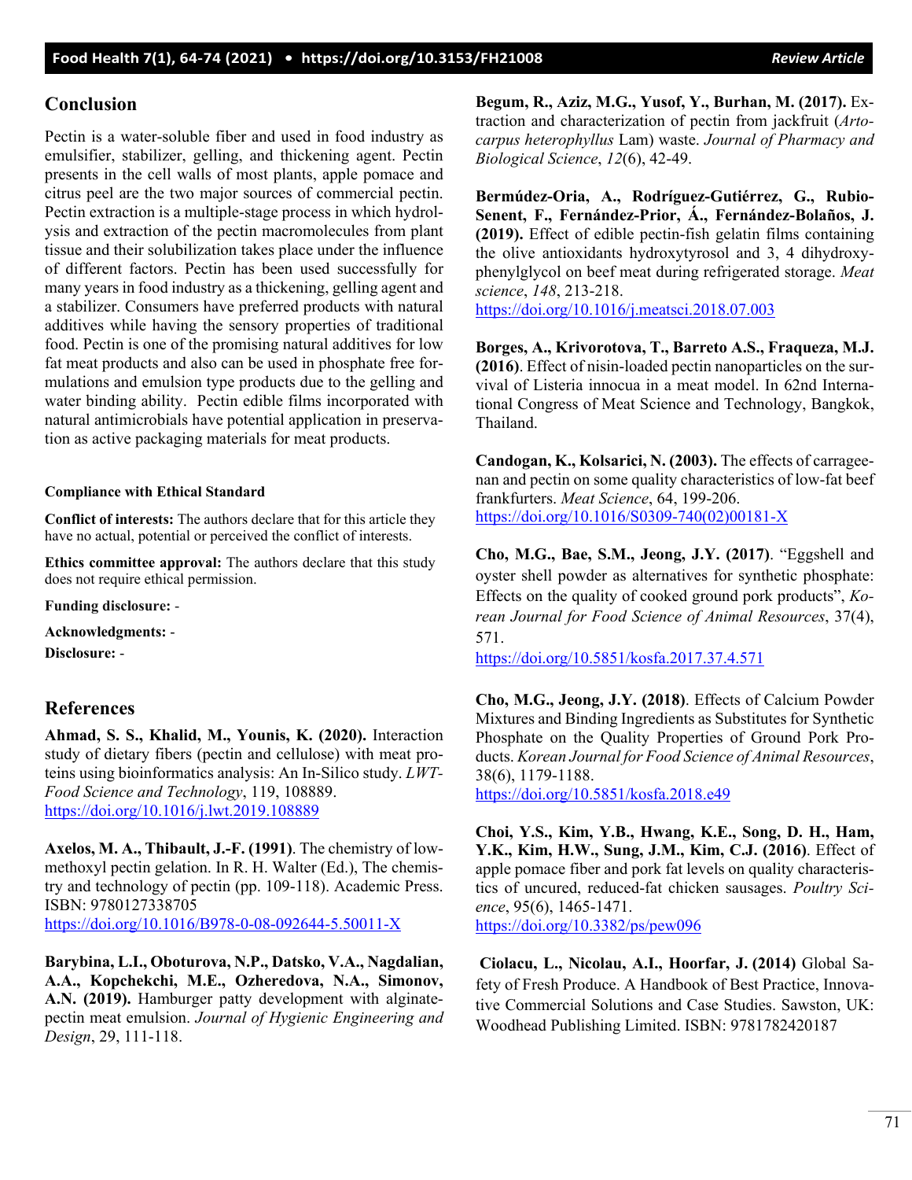## Conclusion

Pectin is a water-soluble fiber and used in food industry as emulsifier, stabilizer, gelling, and thickening agent. Pectin presents in the cell walls of most plants, apple pomace and citrus peel are the two major sources of commercial pectin. Pectin extraction is a multiple-stage process in which hydrolysis and extraction of the pectin macromolecules from plant tissue and their solubilization takes place under the influence of different factors. Pectin has been used successfully for many years in food industry as a thickening, gelling agent and a stabilizer. Consumers have preferred products with natural additives while having the sensory properties of traditional food. Pectin is one of the promising natural additives for low fat meat products and also can be used in phosphate free formulations and emulsion type products due to the gelling and water binding ability. Pectin edible films incorporated with natural antimicrobials have potential application in preservation as active packaging materials for meat products.

**Compliance with Ethical Standard**

**Conflict of interests:** The authors declare that for this article they have no actual, potential or perceived the conflict of interests.

**Ethics committee approval:** The authors declare that this study does not require ethical permission.

**Funding disclosure:** -

**Acknowledgments:** -

**Disclosure:** -

## References

**Ahmad, S. S., Khalid, M., Younis, K. (2020).** Interaction study of dietary fibers (pectin and cellulose) with meat proteins using bioinformatics analysis: An In-Silico study. *LWT-Food Science and Technology*, 119, 108889. https://doi.org/10.1016/j.lwt.2019.108889

**Axelos, M. A., Thibault, J.-F. (1991)**. The chemistry of low-methoxyl pectin gelation. In R. H. Walter (Ed.), The chemistry and technology of pectin (pp. 109-118). Academic Press. ISBN: 9780127338705 https://doi.org/10.1016/B978-0-08-092644-5.50011-X

**Barybina, L.I., Oboturova, N.P., Datsko, V.A., Nagdalian, A.A., Kopchekchi, M.E., Ozheredova, N.A., Simonov, A.N. (2019).** Hamburger patty development with alginate-pectin meat emulsion. *Journal of Hygienic Engineering and Design*, 29, 111-118.

**Begum, R., Aziz, M.G., Yusof, Y., Burhan, M. (2017).** Extraction and characterization of pectin from jackfruit (*Artocarpus heterophyllus* Lam) waste. *Journal of Pharmacy and Biological Science*, *12*(6), 42-49.

**Bermúdez-Oria, A., Rodríguez-Gutiérrez, G., Rubio-Senent, F., Fernández-Prior, Á., Fernández-Bolaños, J. (2019).** Effect of edible pectin-fish gelatin films containing the olive antioxidants hydroxytyrosol and 3, 4 dihydroxyphenylglycol on beef meat during refrigerated storage. *Meat science*, *148*, 213-218. https://doi.org/10.1016/j.meatsci.2018.07.003

**Borges, A., Krivorotova, T., Barreto A.S., Fraqueza, M.J. (2016)**. Effect of nisin-loaded pectin nanoparticles on the survival of Listeria innocua in a meat model. In 62nd International Congress of Meat Science and Technology, Bangkok, Thailand.

**Candogan, K., Kolsarici, N. (2003).** The effects of carrageenan and pectin on some quality characteristics of low-fat beef frankfurters. *Meat Science*, 64, 199-206. https://doi.org/10.1016/S0309-740(02)00181-X

**Cho, M.G., Bae, S.M., Jeong, J.Y. (2017)**. "Eggshell and oyster shell powder as alternatives for synthetic phosphate: Effects on the quality of cooked ground pork products", *Korean Journal for Food Science of Animal Resources*, 37(4), 571. https://doi.org/10.5851/kosfa.2017.37.4.571

**Cho, M.G., Jeong, J.Y. (2018)**. Effects of Calcium Powder Mixtures and Binding Ingredients as Substitutes for Synthetic Phosphate on the Quality Properties of Ground Pork Products. *Korean Journal for Food Science of Animal Resources*, 38(6), 1179-1188. https://doi.org/10.5851/kosfa.2018.e49

**Choi, Y.S., Kim, Y.B., Hwang, K.E., Song, D. H., Ham, Y.K., Kim, H.W., Sung, J.M., Kim, C.J. (2016)**. Effect of apple pomace fiber and pork fat levels on quality characteristics of uncured, reduced-fat chicken sausages. *Poultry Science*, 95(6), 1465-1471. https://doi.org/10.3382/ps/pew096

**Ciolacu, L., Nicolau, A.I., Hoorfar, J. (2014)** Global Safety of Fresh Produce. A Handbook of Best Practice, Innovative Commercial Solutions and Case Studies. Sawston, UK: Woodhead Publishing Limited. ISBN: 9781782420187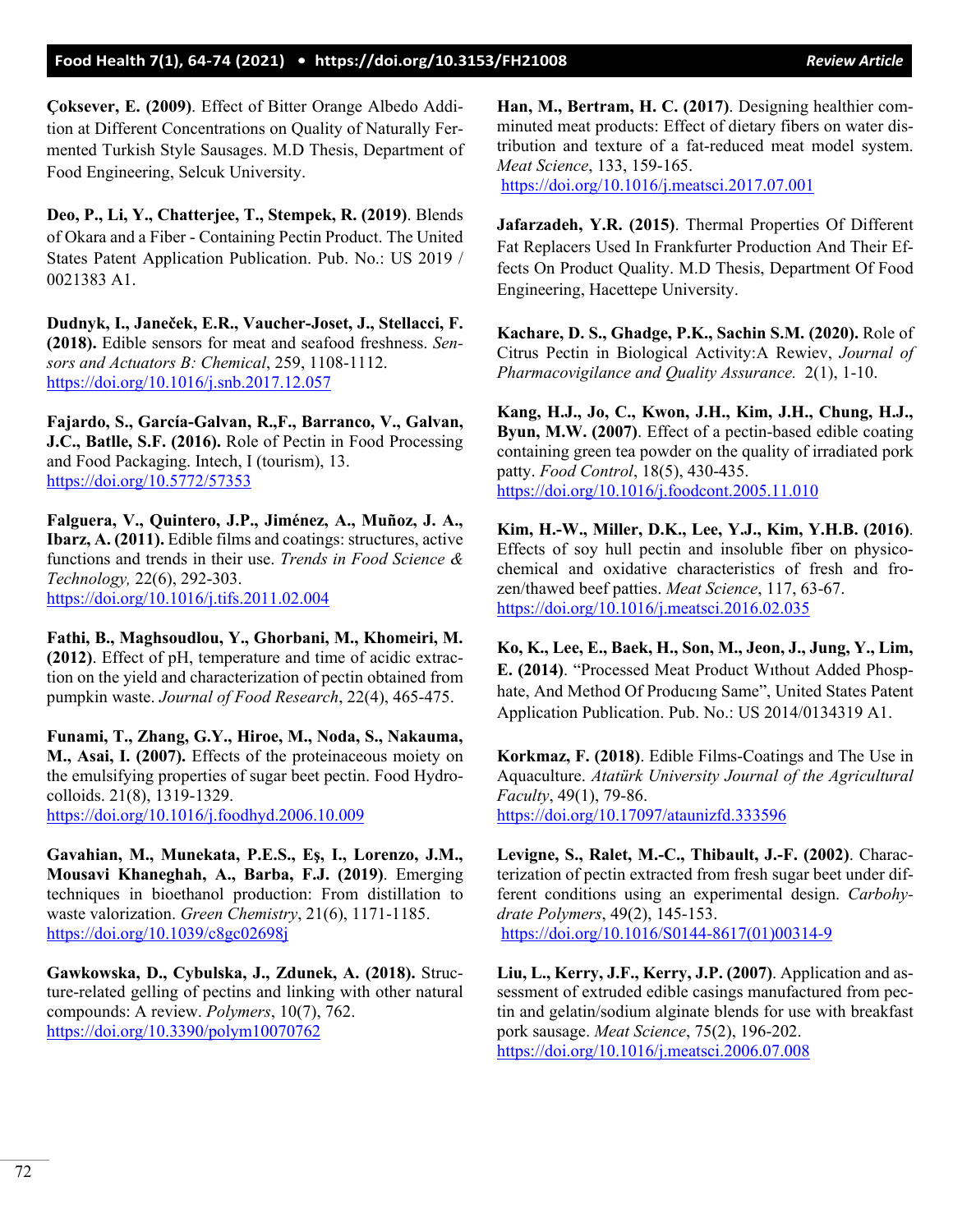**Çoksever, E. (2009)**. Effect of Bitter Orange Albedo Addition at Different Concentrations on Quality of Naturally Fermented Turkish Style Sausages. M.D Thesis, Department of Food Engineering, Selcuk University.

**Deo, P., Li, Y., Chatterjee, T., Stempek, R. (2019)**. Blends of Okara and a Fiber - Containing Pectin Product. The United States Patent Application Publication. Pub. No.: US 2019 / 0021383 A1.

**Dudnyk, I., Janeček, E.R., Vaucher-Joset, J., Stellacci, F. (2018).** Edible sensors for meat and seafood freshness. *Sensors and Actuators B: Chemical*, 259, 1108-1112. https://doi.org/10.1016/j.snb.2017.12.057

**Fajardo, S., García-Galvan, R.,F., Barranco, V., Galvan, J.C., Batlle, S.F. (2016).** Role of Pectin in Food Processing and Food Packaging. Intech, I (tourism), 13. https://doi.org/10.5772/57353

**Falguera, V., Quintero, J.P., Jiménez, A., Muñoz, J. A., Ibarz, A. (2011).** Edible films and coatings: structures, active functions and trends in their use. *Trends in Food Science & Technology,* 22(6), 292-303. https://doi.org/10.1016/j.tifs.2011.02.004

**Fathi, B., Maghsoudlou, Y., Ghorbani, M., Khomeiri, M. (2012)**. Effect of pH, temperature and time of acidic extraction on the yield and characterization of pectin obtained from pumpkin waste. *Journal of Food Research*, 22(4), 465-475.

**Funami, T., Zhang, G.Y., Hiroe, M., Noda, S., Nakauma, M., Asai, I. (2007).** Effects of the proteinaceous moiety on the emulsifying properties of sugar beet pectin. Food Hydrocolloids. 21(8), 1319-1329. https://doi.org/10.1016/j.foodhyd.2006.10.009

**Gavahian, M., Munekata, P.E.S., Eş, I., Lorenzo, J.M., Mousavi Khaneghah, A., Barba, F.J. (2019)**. Emerging techniques in bioethanol production: From distillation to waste valorization. *Green Chemistry*, 21(6), 1171-1185. https://doi.org/10.1039/c8gc02698j

**Gawkowska, D., Cybulska, J., Zdunek, A. (2018).** Structure-related gelling of pectins and linking with other natural compounds: A review. *Polymers*, 10(7), 762. https://doi.org/10.3390/polym10070762

**Han, M., Bertram, H. C. (2017)**. Designing healthier comminuted meat products: Effect of dietary fibers on water distribution and texture of a fat-reduced meat model system. *Meat Science*, 133, 159-165. https://doi.org/10.1016/j.meatsci.2017.07.001

**Jafarzadeh, Y.R. (2015)**. Thermal Properties Of Different Fat Replacers Used In Frankfurter Production And Their Effects On Product Quality. M.D Thesis, Department Of Food Engineering, Hacettepe University.

**Kachare, D. S., Ghadge, P.K., Sachin S.M. (2020).** Role of Citrus Pectin in Biological Activity:A Rewiev, *Journal of Pharmacovigilance and Quality Assurance.* 2(1), 1-10.

**Kang, H.J., Jo, C., Kwon, J.H., Kim, J.H., Chung, H.J., Byun, M.W. (2007)**. Effect of a pectin-based edible coating containing green tea powder on the quality of irradiated pork patty. *Food Control*, 18(5), 430-435. https://doi.org/10.1016/j.foodcont.2005.11.010

**Kim, H.-W., Miller, D.K., Lee, Y.J., Kim, Y.H.B. (2016)**. Effects of soy hull pectin and insoluble fiber on physicochemical and oxidative characteristics of fresh and frozen/thawed beef patties. *Meat Science*, 117, 63-67. https://doi.org/10.1016/j.meatsci.2016.02.035

**Ko, K., Lee, E., Baek, H., Son, M., Jeon, J., Jung, Y., Lim, E. (2014)**. "Processed Meat Product Wıthout Added Phosphate, And Method Of Producıng Same", United States Patent Application Publication. Pub. No.: US 2014/0134319 A1.

**Korkmaz, F. (2018)**. Edible Films-Coatings and The Use in Aquaculture. *Atatürk University Journal of the Agricultural Faculty*, 49(1), 79-86. https://doi.org/10.17097/ataunizfd.333596

**Levigne, S., Ralet, M.-C., Thibault, J.-F. (2002)**. Characterization of pectin extracted from fresh sugar beet under different conditions using an experimental design. *Carbohydrate Polymers*, 49(2), 145-153. https://doi.org/10.1016/S0144-8617(01)00314-9

**Liu, L., Kerry, J.F., Kerry, J.P. (2007)**. Application and assessment of extruded edible casings manufactured from pectin and gelatin/sodium alginate blends for use with breakfast pork sausage. *Meat Science*, 75(2), 196-202. https://doi.org/10.1016/j.meatsci.2006.07.008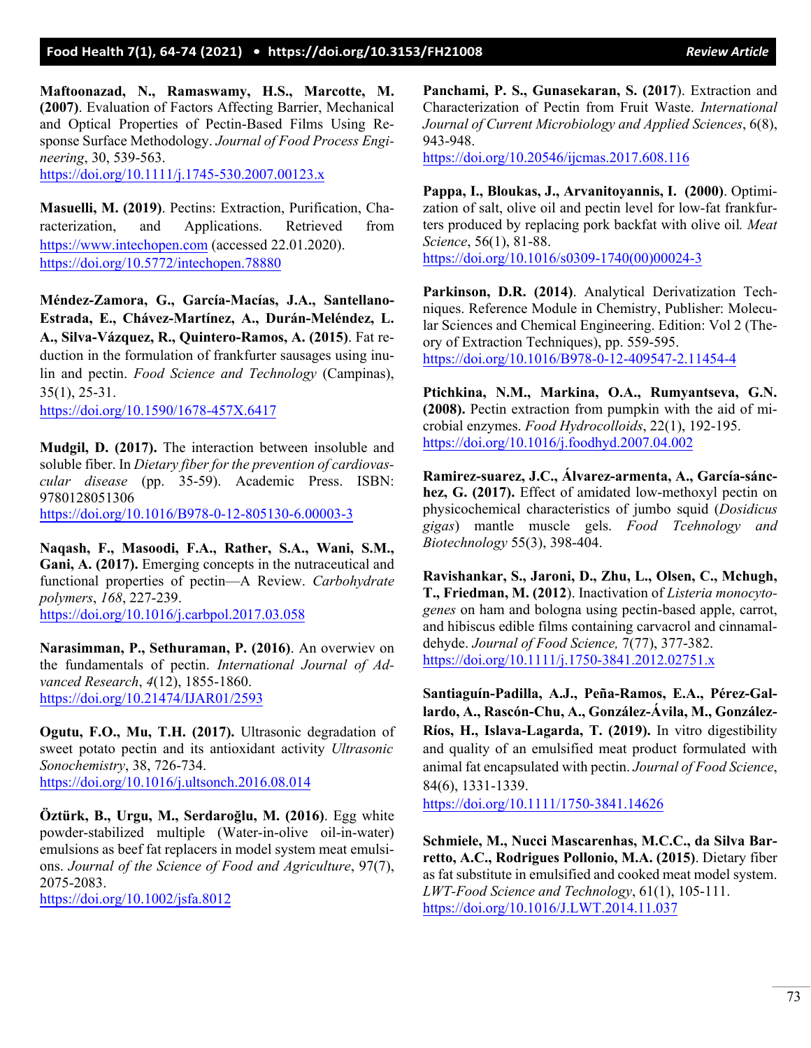**Maftoonazad, N., Ramaswamy, H.S., Marcotte, M. (2007)**. Evaluation of Factors Affecting Barrier, Mechanical and Optical Properties of Pectin-Based Films Using Response Surface Methodology. *Journal of Food Process Engineering*, 30, 539-563.
https://doi.org/10.1111/j.1745-530.2007.00123.x

**Masuelli, M. (2019)**. Pectins: Extraction, Purification, Characterization, and Applications. Retrieved from https://www.intechopen.com (accessed 22.01.2020).
https://doi.org/10.5772/intechopen.78880

**Méndez-Zamora, G., García-Macías, J.A., Santellano-Estrada, E., Chávez-Martínez, A., Durán-Meléndez, L. A., Silva-Vázquez, R., Quintero-Ramos, A. (2015)**. Fat reduction in the formulation of frankfurter sausages using inulin and pectin. *Food Science and Technology* (Campinas), 35(1), 25-31.
https://doi.org/10.1590/1678-457X.6417

**Mudgil, D. (2017).** The interaction between insoluble and soluble fiber. In *Dietary fiber for the prevention of cardiovascular disease* (pp. 35-59). Academic Press. ISBN: 9780128051306
https://doi.org/10.1016/B978-0-12-805130-6.00003-3

**Naqash, F., Masoodi, F.A., Rather, S.A., Wani, S.M., Gani, A. (2017).** Emerging concepts in the nutraceutical and functional properties of pectin—A Review. *Carbohydrate polymers*, *168*, 227-239.
https://doi.org/10.1016/j.carbpol.2017.03.058

**Narasimman, P., Sethuraman, P. (2016)**. An overwiev on the fundamentals of pectin. *International Journal of Advanced Research*, *4*(12), 1855-1860.
https://doi.org/10.21474/IJAR01/2593

**Ogutu, F.O., Mu, T.H. (2017).** Ultrasonic degradation of sweet potato pectin and its antioxidant activity *Ultrasonic Sonochemistry*, 38, 726-734.
https://doi.org/10.1016/j.ultsonch.2016.08.014

**Öztürk, B., Urgu, M., Serdaroğlu, M. (2016)**. Egg white powder-stabilized multiple (Water-in-olive oil-in-water) emulsions as beef fat replacers in model system meat emulsions. *Journal of the Science of Food and Agriculture*, 97(7), 2075-2083.
https://doi.org/10.1002/jsfa.8012

**Panchami, P. S., Gunasekaran, S. (2017**). Extraction and Characterization of Pectin from Fruit Waste. *International Journal of Current Microbiology and Applied Sciences*, 6(8), 943-948.
https://doi.org/10.20546/ijcmas.2017.608.116

**Pappa, I., Bloukas, J., Arvanitoyannis, I. (2000)**. Optimization of salt, olive oil and pectin level for low-fat frankfurters produced by replacing pork backfat with olive oil*. Meat Science*, 56(1), 81-88.
https://doi.org/10.1016/s0309-1740(00)00024-3

**Parkinson, D.R. (2014)**. Analytical Derivatization Techniques. Reference Module in Chemistry, Publisher: Molecular Sciences and Chemical Engineering. Edition: Vol 2 (Theory of Extraction Techniques), pp. 559-595.
https://doi.org/10.1016/B978-0-12-409547-2.11454-4

**Ptichkina, N.M., Markina, O.A., Rumyantseva, G.N. (2008).** Pectin extraction from pumpkin with the aid of microbial enzymes. *Food Hydrocolloids*, 22(1), 192-195.
https://doi.org/10.1016/j.foodhyd.2007.04.002

**Ramirez-suarez, J.C., Álvarez-armenta, A., García-sánchez, G. (2017).** Effect of amidated low-methoxyl pectin on physicochemical characteristics of jumbo squid (*Dosidicus gigas*) mantle muscle gels. *Food Tcehnology and Biotechnology* 55(3), 398-404.

**Ravishankar, S., Jaroni, D., Zhu, L., Olsen, C., Mchugh, T., Friedman, M. (2012**). Inactivation of *Listeria monocytogenes* on ham and bologna using pectin-based apple, carrot, and hibiscus edible films containing carvacrol and cinnamaldehyde. *Journal of Food Science,* 7(77), 377-382.
https://doi.org/10.1111/j.1750-3841.2012.02751.x

**Santiaguín-Padilla, A.J., Peña-Ramos, E.A., Pérez-Gallardo, A., Rascón-Chu, A., González-Ávila, M., González-Ríos, H., Islava-Lagarda, T. (2019).** In vitro digestibility and quality of an emulsified meat product formulated with animal fat encapsulated with pectin. *Journal of Food Science*, 84(6), 1331-1339.
https://doi.org/10.1111/1750-3841.14626

**Schmiele, M., Nucci Mascarenhas, M.C.C., da Silva Barretto, A.C., Rodrigues Pollonio, M.A. (2015)**. Dietary fiber as fat substitute in emulsified and cooked meat model system. *LWT-Food Science and Technology*, 61(1), 105-111.
https://doi.org/10.1016/J.LWT.2014.11.037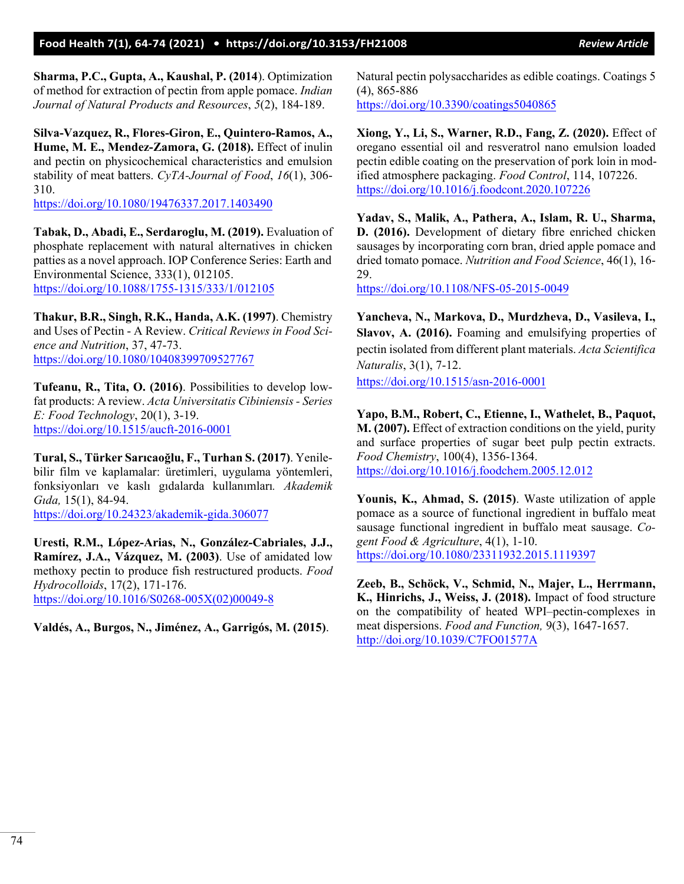**Sharma, P.C., Gupta, A., Kaushal, P. (2014**). Optimization of method for extraction of pectin from apple pomace. *Indian Journal of Natural Products and Resources*, *5*(2), 184-189.

**Silva-Vazquez, R., Flores-Giron, E., Quintero-Ramos, A., Hume, M. E., Mendez-Zamora, G. (2018).** Effect of inulin and pectin on physicochemical characteristics and emulsion stability of meat batters. *CyTA-Journal of Food*, *16*(1), 306-310.
https://doi.org/10.1080/19476337.2017.1403490

**Tabak, D., Abadi, E., Serdaroglu, M. (2019).** Evaluation of phosphate replacement with natural alternatives in chicken patties as a novel approach. IOP Conference Series: Earth and Environmental Science, 333(1), 012105.
https://doi.org/10.1088/1755-1315/333/1/012105

**Thakur, B.R., Singh, R.K., Handa, A.K. (1997)**. Chemistry and Uses of Pectin - A Review. *Critical Reviews in Food Science and Nutrition*, 37, 47-73.
https://doi.org/10.1080/10408399709527767

**Tufeanu, R., Tita, O. (2016)**. Possibilities to develop low-fat products: A review. *Acta Universitatis Cibiniensis - Series E: Food Technology*, 20(1), 3-19.
https://doi.org/10.1515/aucft-2016-0001

**Tural, S., Türker Sarıcaoğlu, F., Turhan S. (2017)**. Yenilebilir film ve kaplamalar: üretimleri, uygulama yöntemleri, fonksiyonları ve kaslı gıdalarda kullanımları. *Akademik Gıda,* 15(1), 84-94.
https://doi.org/10.24323/akademik-gida.306077

**Uresti, R.M., López-Arias, N., González-Cabriales, J.J., Ramírez, J.A., Vázquez, M. (2003)**. Use of amidated low methoxy pectin to produce fish restructured products. *Food Hydrocolloids*, 17(2), 171-176.
https://doi.org/10.1016/S0268-005X(02)00049-8

**Valdés, A., Burgos, N., Jiménez, A., Garrigós, M. (2015)**. Natural pectin polysaccharides as edible coatings. Coatings 5 (4), 865-886
https://doi.org/10.3390/coatings5040865

**Xiong, Y., Li, S., Warner, R.D., Fang, Z. (2020).** Effect of oregano essential oil and resveratrol nano emulsion loaded pectin edible coating on the preservation of pork loin in modified atmosphere packaging. *Food Control*, 114, 107226.
https://doi.org/10.1016/j.foodcont.2020.107226

**Yadav, S., Malik, A., Pathera, A., Islam, R. U., Sharma, D. (2016).** Development of dietary fibre enriched chicken sausages by incorporating corn bran, dried apple pomace and dried tomato pomace. *Nutrition and Food Science*, 46(1), 16-29.
https://doi.org/10.1108/NFS-05-2015-0049

**Yancheva, N., Markova, D., Murdzheva, D., Vasileva, I., Slavov, A. (2016).** Foaming and emulsifying properties of pectin isolated from different plant materials. *Acta Scientifica Naturalis*, 3(1), 7-12.
https://doi.org/10.1515/asn-2016-0001

**Yapo, B.M., Robert, C., Etienne, I., Wathelet, B., Paquot, M. (2007).** Effect of extraction conditions on the yield, purity and surface properties of sugar beet pulp pectin extracts. *Food Chemistry*, 100(4), 1356-1364.
https://doi.org/10.1016/j.foodchem.2005.12.012

**Younis, K., Ahmad, S. (2015)**. Waste utilization of apple pomace as a source of functional ingredient in buffalo meat sausage functional ingredient in buffalo meat sausage. *Cogent Food & Agriculture*, 4(1), 1-10.
https://doi.org/10.1080/23311932.2015.1119397

**Zeeb, B., Schöck, V., Schmid, N., Majer, L., Herrmann, K., Hinrichs, J., Weiss, J. (2018).** Impact of food structure on the compatibility of heated WPI–pectin-complexes in meat dispersions. *Food and Function,* 9(3), 1647-1657.
http://doi.org/10.1039/C7FO01577A